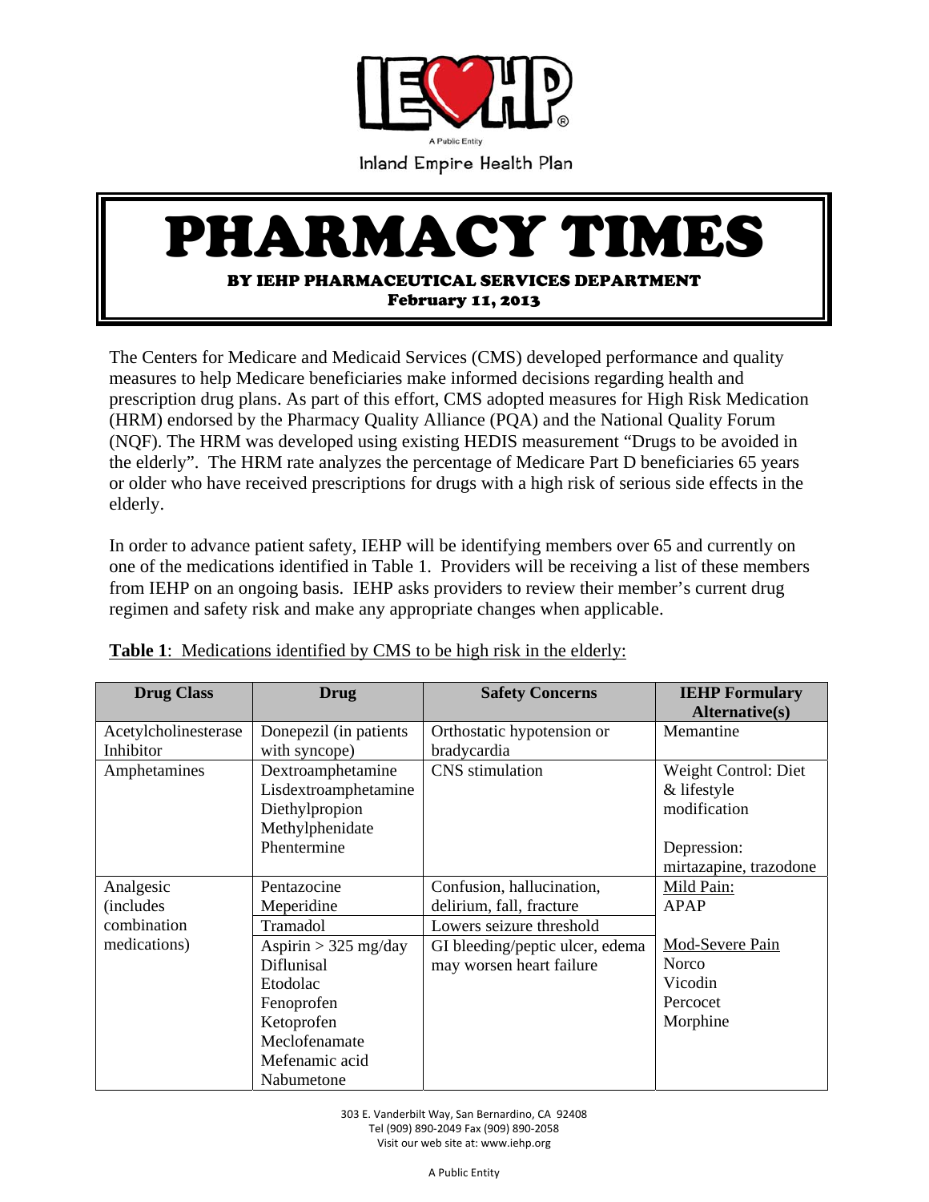IEHP

A Public Entity

Inland Empire Health Plan

# PHARMACY TIMES

**BY IEHP PHARMACEUTICAL SERVICES DEPARTMENT**

**February 11, 2013**

The Centers for Medicare and Medicaid Services (CMS) developed performance and quality measures to help Medicare beneficiaries make informed decisions regarding health and prescription drug plans. As part of this effort, CMS adopted measures for High Risk Medication (HRM) endorsed by the Pharmacy Quality Alliance (PQA) and the National Quality Forum (NQF). The HRM was developed using existing HEDIS measurement "Drugs to be avoided in the elderly". The HRM rate analyzes the percentage of Medicare Part D beneficiaries 65 years or older who have received prescriptions for drugs with a high risk of serious side effects in the elderly.

In order to advance patient safety, IEHP will be identifying members over 65 and currently on one of the medications identified in Table 1. Providers will be receiving a list of these members from IEHP on an ongoing basis. IEHP asks providers to review their member's current drug regimen and safety risk and make any appropriate changes when applicable.

**Table 1**: Medications identified by CMS to be high risk in the elderly:

| Drug Class | Drug | Safety Concerns | IEHP Formulary Alternative(s) |
|---|---|---|---|
| Acetylcholinesterase Inhibitor | Donepezil (in patients with syncope) | Orthostatic hypotension or bradycardia | Memantine |
| Amphetamines | Dextroamphetamine<br>Lisdextroamphetamine<br>Diethylpropion<br>Methylphenidate<br>Phentermine | CNS stimulation | Weight Control: Diet & lifestyle modification<br><br>Depression: mirtazapine, trazodone |
| Analgesic (includes combination medications) | Pentazocine<br>Meperidine | Confusion, hallucination, delirium, fall, fracture | Mild Pain:<br>APAP<br><br>Mod-Severe Pain<br>Norco<br>Vicodin<br>Percocet<br>Morphine |
| | Tramadol | Lowers seizure threshold | |
| | Aspirin > 325 mg/day<br>Diflunisal<br>Etodolac<br>Fenoprofen<br>Ketoprofen<br>Meclofenamate<br>Mefenamic acid<br>Nabumetone | GI bleeding/peptic ulcer, edema may worsen heart failure | |

303 E. Vanderbilt Way, San Bernardino, CA 92408
Tel (909) 890-2049 Fax (909) 890-2058
Visit our web site at: www.iehp.org

A Public Entity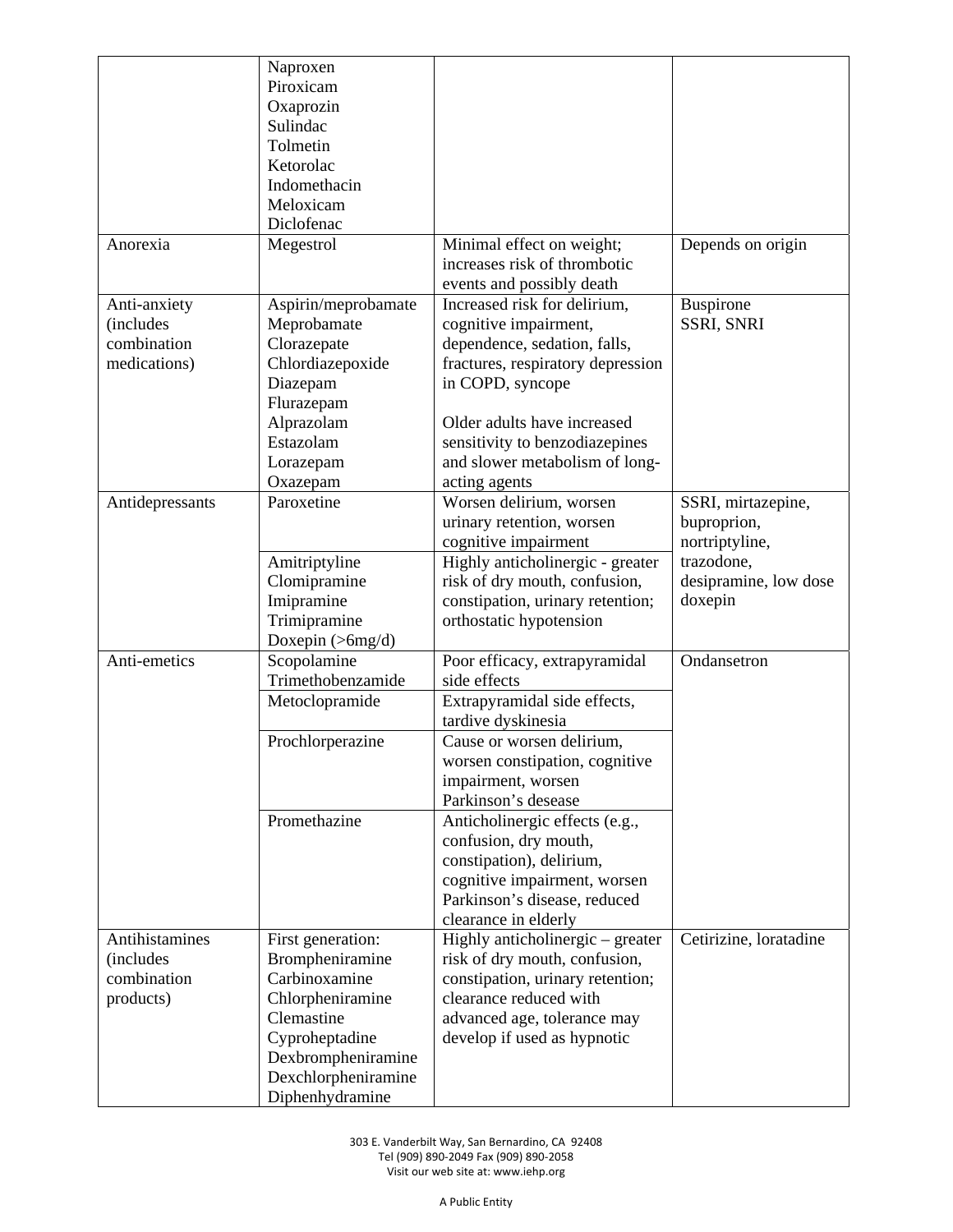| | | | |
|---|---|---|---|
| | Naproxen<br>Piroxicam<br>Oxaprozin<br>Sulindac<br>Tolmetin<br>Ketorolac<br>Indomethacin<br>Meloxicam<br>Diclofenac | | |
| Anorexia | Megestrol | Minimal effect on weight; increases risk of thrombotic events and possibly death | Depends on origin |
| Anti-anxiety (includes combination medications) | Aspirin/meprobamate<br>Meprobamate<br>Clorazepate<br>Chlordiazepoxide<br>Diazepam<br>Flurazepam<br>Alprazolam<br>Estazolam<br>Lorazepam<br>Oxazepam | Increased risk for delirium, cognitive impairment, dependence, sedation, falls, fractures, respiratory depression in COPD, syncope<br><br>Older adults have increased sensitivity to benzodiazepines and slower metabolism of long-acting agents | Buspirone<br>SSRI, SNRI |
| Antidepressants | Paroxetine | Worsen delirium, worsen urinary retention, worsen cognitive impairment | SSRI, mirtazepine, buproprion, nortriptyline, trazodone, desipramine, low dose doxepin |
| | Amitriptyline<br>Clomipramine<br>Imipramine<br>Trimipramine<br>Doxepin (>6mg/d) | Highly anticholinergic - greater risk of dry mouth, confusion, constipation, urinary retention; orthostatic hypotension | |
| Anti-emetics | Scopolamine<br>Trimethobenzamide | Poor efficacy, extrapyramidal side effects | Ondansetron |
| | Metoclopramide | Extrapyramidal side effects, tardive dyskinesia | |
| | Prochlorperazine | Cause or worsen delirium, worsen constipation, cognitive impairment, worsen Parkinson's desease | |
| | Promethazine | Anticholinergic effects (e.g., confusion, dry mouth, constipation), delirium, cognitive impairment, worsen Parkinson's disease, reduced clearance in elderly | |
| Antihistamines (includes combination products) | First generation:<br>Brompheniramine<br>Carbinoxamine<br>Chlorpheniramine<br>Clemastine<br>Cyproheptadine<br>Dexbrompheniramine<br>Dexchlorpheniramine<br>Diphenhydramine | Highly anticholinergic – greater risk of dry mouth, confusion, constipation, urinary retention; clearance reduced with advanced age, tolerance may develop if used as hypnotic | Cetirizine, loratadine |

303 E. Vanderbilt Way, San Bernardino, CA 92408
Tel (909) 890-2049 Fax (909) 890-2058
Visit our web site at: www.iehp.org

A Public Entity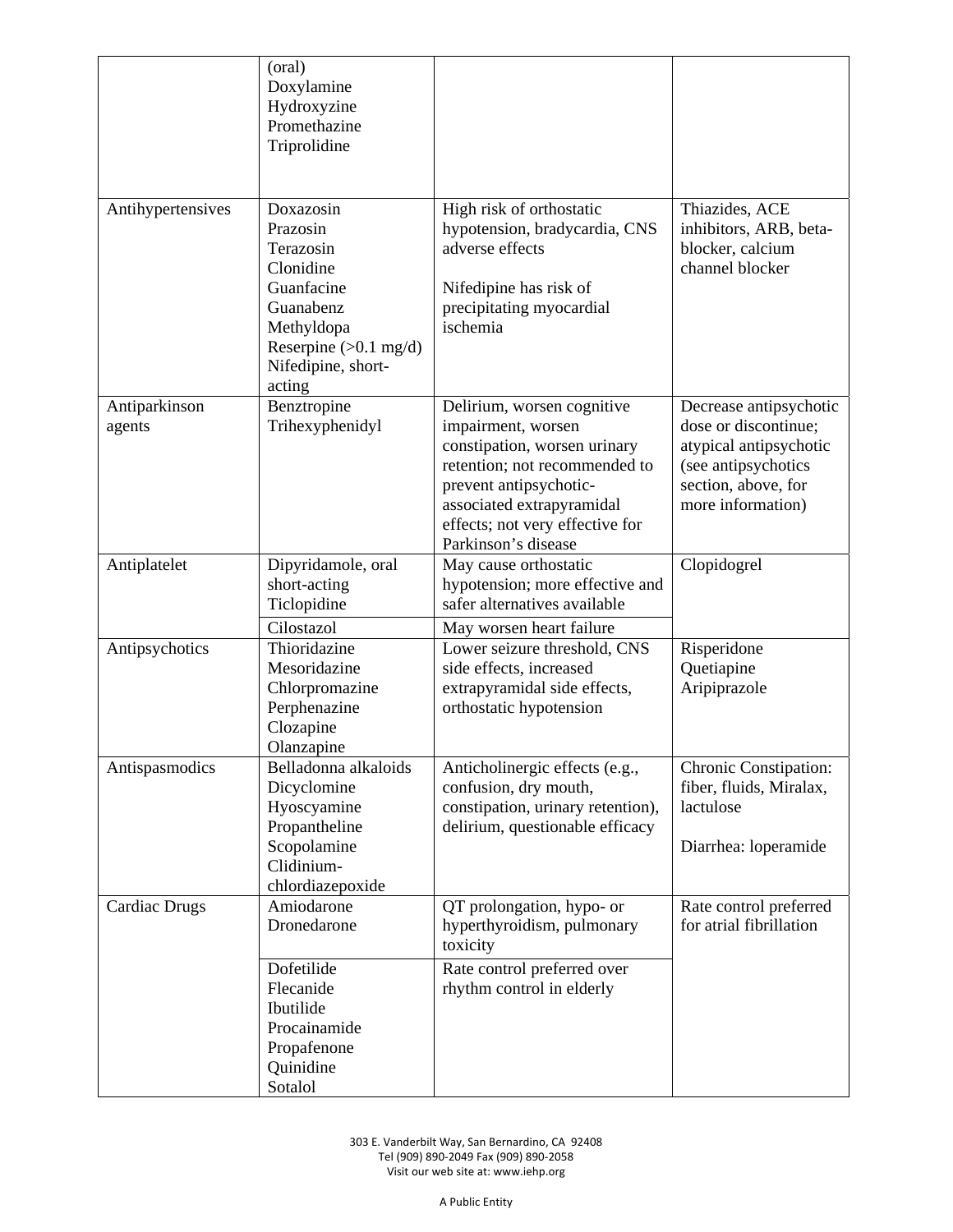| | | | |
|---|---|---|---|
| | (oral)<br>Doxylamine<br>Hydroxyzine<br>Promethazine<br>Triprolidine | | |
| Antihypertensives | Doxazosin<br>Prazosin<br>Terazosin<br>Clonidine<br>Guanfacine<br>Guanabenz<br>Methyldopa<br>Reserpine (>0.1 mg/d)<br>Nifedipine, short-acting | High risk of orthostatic hypotension, bradycardia, CNS adverse effects<br><br>Nifedipine has risk of precipitating myocardial ischemia | Thiazides, ACE inhibitors, ARB, beta-blocker, calcium channel blocker |
| Antiparkinson agents | Benztropine<br>Trihexyphenidyl | Delirium, worsen cognitive impairment, worsen constipation, worsen urinary retention; not recommended to prevent antipsychotic-associated extrapyramidal effects; not very effective for Parkinson's disease | Decrease antipsychotic dose or discontinue; atypical antipsychotic (see antipsychotics section, above, for more information) |
| Antiplatelet | Dipyridamole, oral short-acting<br>Ticlopidine | May cause orthostatic hypotension; more effective and safer alternatives available | Clopidogrel |
| | Cilostazol | May worsen heart failure | |
| Antipsychotics | Thioridazine<br>Mesoridazine<br>Chlorpromazine<br>Perphenazine<br>Clozapine<br>Olanzapine | Lower seizure threshold, CNS side effects, increased extrapyramidal side effects, orthostatic hypotension | Risperidone<br>Quetiapine<br>Aripiprazole |
| Antispasmodics | Belladonna alkaloids<br>Dicyclomine<br>Hyoscyamine<br>Propantheline<br>Scopolamine<br>Clidinium-chlordiazepoxide | Anticholinergic effects (e.g., confusion, dry mouth, constipation, urinary retention), delirium, questionable efficacy | Chronic Constipation: fiber, fluids, Miralax, lactulose<br><br>Diarrhea: loperamide |
| Cardiac Drugs | Amiodarone<br>Dronedarone | QT prolongation, hypo- or hyperthyroidism, pulmonary toxicity | Rate control preferred for atrial fibrillation |
| | Dofetilide<br>Flecanide<br>Ibutilide<br>Procainamide<br>Propafenone<br>Quinidine<br>Sotalol | Rate control preferred over rhythm control in elderly | |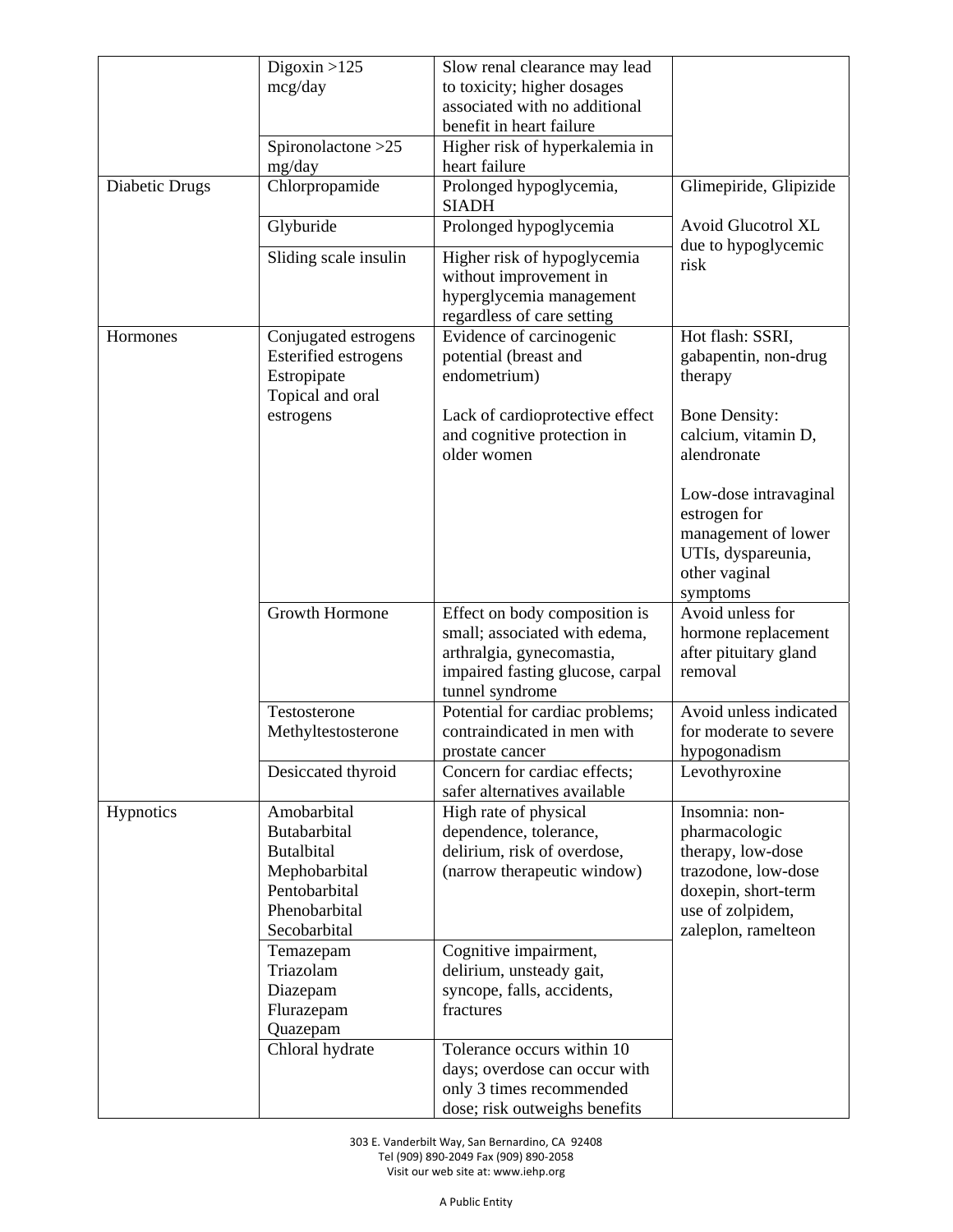| | | | |
|---|---|---|---|
| | Digoxin >125 mcg/day | Slow renal clearance may lead to toxicity; higher dosages associated with no additional benefit in heart failure | |
| | Spironolactone >25 mg/day | Higher risk of hyperkalemia in heart failure | |
| Diabetic Drugs | Chlorpropamide | Prolonged hypoglycemia, SIADH | Glimepiride, Glipizide<br><br>Avoid Glucotrol XL due to hypoglycemic risk |
| | Glyburide | Prolonged hypoglycemia | |
| | Sliding scale insulin | Higher risk of hypoglycemia without improvement in hyperglycemia management regardless of care setting | |
| Hormones | Conjugated estrogens<br>Esterified estrogens<br>Estropipate<br>Topical and oral estrogens | Evidence of carcinogenic potential (breast and endometrium)<br><br>Lack of cardioprotective effect and cognitive protection in older women | Hot flash: SSRI, gabapentin, non-drug therapy<br><br>Bone Density: calcium, vitamin D, alendronate<br><br>Low-dose intravaginal estrogen for management of lower UTIs, dyspareunia, other vaginal symptoms |
| | Growth Hormone | Effect on body composition is small; associated with edema, arthralgia, gynecomastia, impaired fasting glucose, carpal tunnel syndrome | Avoid unless for hormone replacement after pituitary gland removal |
| | Testosterone<br>Methyltestosterone | Potential for cardiac problems; contraindicated in men with prostate cancer | Avoid unless indicated for moderate to severe hypogonadism |
| | Desiccated thyroid | Concern for cardiac effects; safer alternatives available | Levothyroxine |
| Hypnotics | Amobarbital<br>Butabarbital<br>Butalbital<br>Mephobarbital<br>Pentobarbital<br>Phenobarbital<br>Secobarbital | High rate of physical dependence, tolerance, delirium, risk of overdose, (narrow therapeutic window) | Insomnia: non-pharmacologic therapy, low-dose trazodone, low-dose doxepin, short-term use of zolpidem, zaleplon, ramelteon |
| | Temazepam<br>Triazolam<br>Diazepam<br>Flurazepam<br>Quazepam | Cognitive impairment, delirium, unsteady gait, syncope, falls, accidents, fractures | |
| | Chloral hydrate | Tolerance occurs within 10 days; overdose can occur with only 3 times recommended dose; risk outweighs benefits | |

303 E. Vanderbilt Way, San Bernardino, CA 92408
Tel (909) 890-2049 Fax (909) 890-2058
Visit our web site at: www.iehp.org

A Public Entity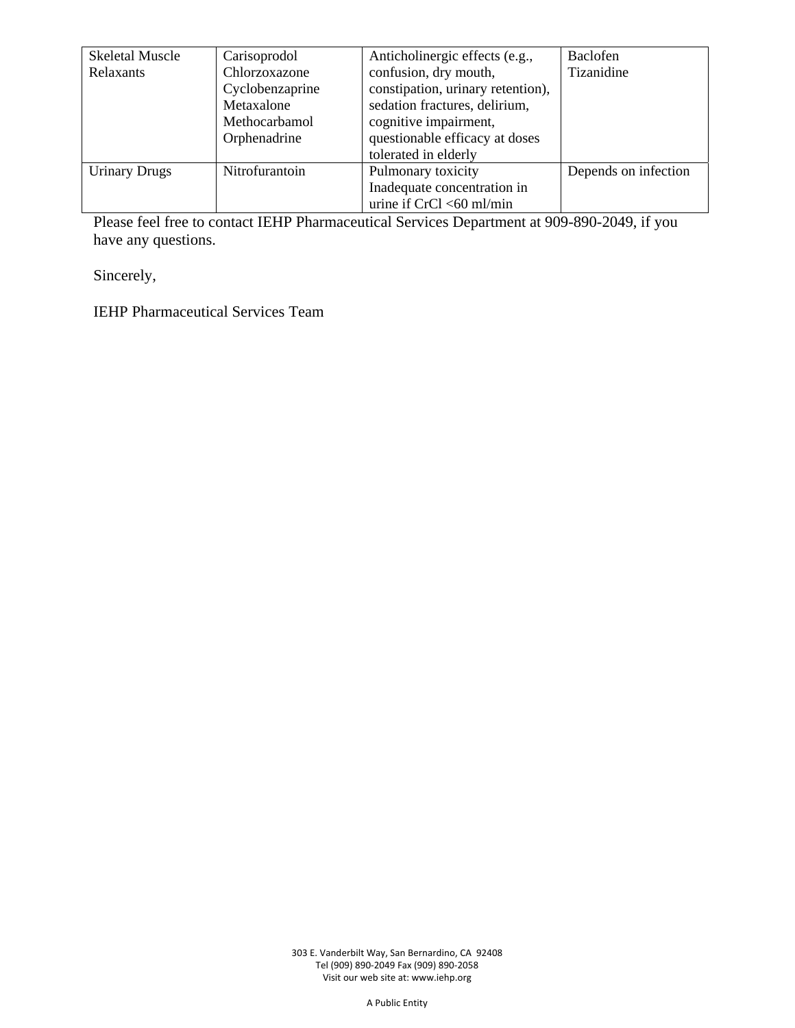| | | | |
|---|---|---|---|
| Skeletal Muscle Relaxants | Carisoprodol<br>Chlorzoxazone<br>Cyclobenzaprine<br>Metaxalone<br>Methocarbamol<br>Orphenadrine | Anticholinergic effects (e.g., confusion, dry mouth, constipation, urinary retention), sedation fractures, delirium, cognitive impairment, questionable efficacy at doses tolerated in elderly | Baclofen<br>Tizanidine |
| Urinary Drugs | Nitrofurantoin | Pulmonary toxicity<br>Inadequate concentration in urine if CrCl <60 ml/min | Depends on infection |

Please feel free to contact IEHP Pharmaceutical Services Department at 909-890-2049, if you have any questions.

Sincerely,

IEHP Pharmaceutical Services Team

303 E. Vanderbilt Way, San Bernardino, CA 92408
Tel (909) 890-2049 Fax (909) 890-2058
Visit our web site at: www.iehp.org

A Public Entity